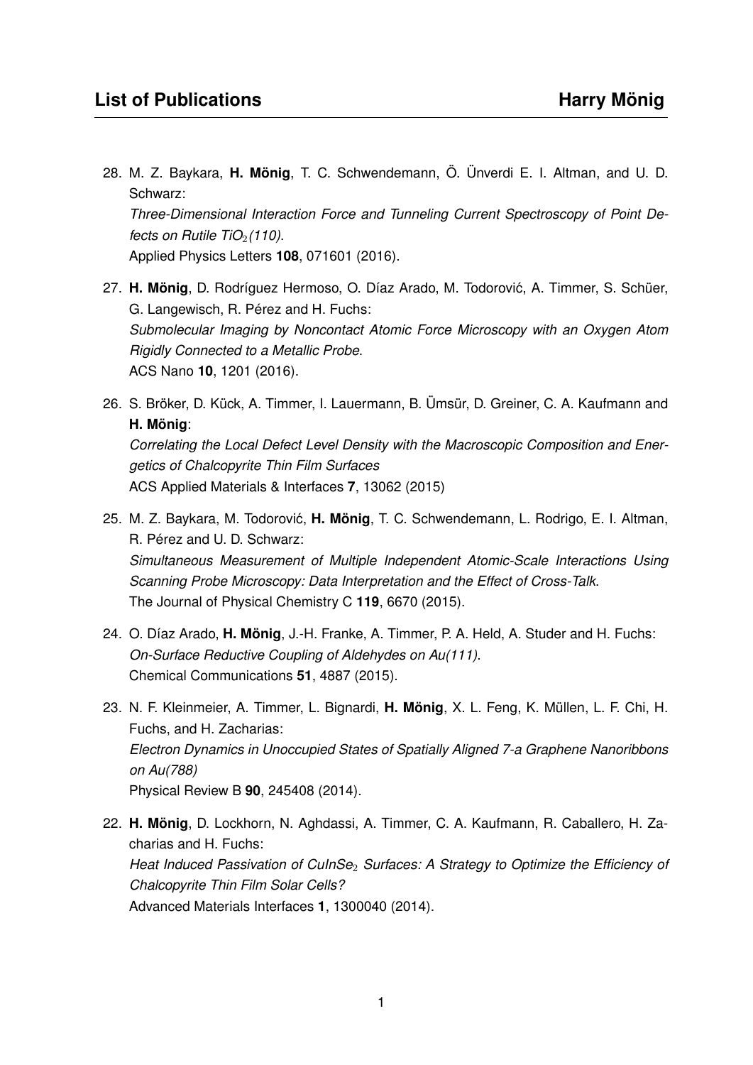# List of Publications

28. M. Z. Baykara, **H. Mönig**, T. C. Schwendemann, Ö. Ünverdi E. I. Altman, and U. D. Schwarz:
*Three-Dimensional Interaction Force and Tunneling Current Spectroscopy of Point Defects on Rutile $TiO_2$(110)*.
Applied Physics Letters **108**, 071601 (2016).

27. **H. Mönig**, D. Rodríguez Hermoso, O. Díaz Arado, M. Todorović, A. Timmer, S. Schüer, G. Langewisch, R. Pérez and H. Fuchs:
*Submolecular Imaging by Noncontact Atomic Force Microscopy with an Oxygen Atom Rigidly Connected to a Metallic Probe*.
ACS Nano **10**, 1201 (2016).

26. S. Bröker, D. Kück, A. Timmer, I. Lauermann, B. Ümsür, D. Greiner, C. A. Kaufmann and **H. Mönig**:
*Correlating the Local Defect Level Density with the Macroscopic Composition and Energetics of Chalcopyrite Thin Film Surfaces*
ACS Applied Materials & Interfaces **7**, 13062 (2015)

25. M. Z. Baykara, M. Todorović, **H. Mönig**, T. C. Schwendemann, L. Rodrigo, E. I. Altman, R. Pérez and U. D. Schwarz:
*Simultaneous Measurement of Multiple Independent Atomic-Scale Interactions Using Scanning Probe Microscopy: Data Interpretation and the Effect of Cross-Talk*.
The Journal of Physical Chemistry C **119**, 6670 (2015).

24. O. Díaz Arado, **H. Mönig**, J.-H. Franke, A. Timmer, P. A. Held, A. Studer and H. Fuchs:
*On-Surface Reductive Coupling of Aldehydes on Au(111)*.
Chemical Communications **51**, 4887 (2015).

23. N. F. Kleinmeier, A. Timmer, L. Bignardi, **H. Mönig**, X. L. Feng, K. Müllen, L. F. Chi, H. Fuchs, and H. Zacharias:
*Electron Dynamics in Unoccupied States of Spatially Aligned 7-a Graphene Nanoribbons on Au(788)*
Physical Review B **90**, 245408 (2014).

22. **H. Mönig**, D. Lockhorn, N. Aghdassi, A. Timmer, C. A. Kaufmann, R. Caballero, H. Zacharias and H. Fuchs:
*Heat Induced Passivation of $CuInSe_2$ Surfaces: A Strategy to Optimize the Efficiency of Chalcopyrite Thin Film Solar Cells?*
Advanced Materials Interfaces **1**, 1300040 (2014).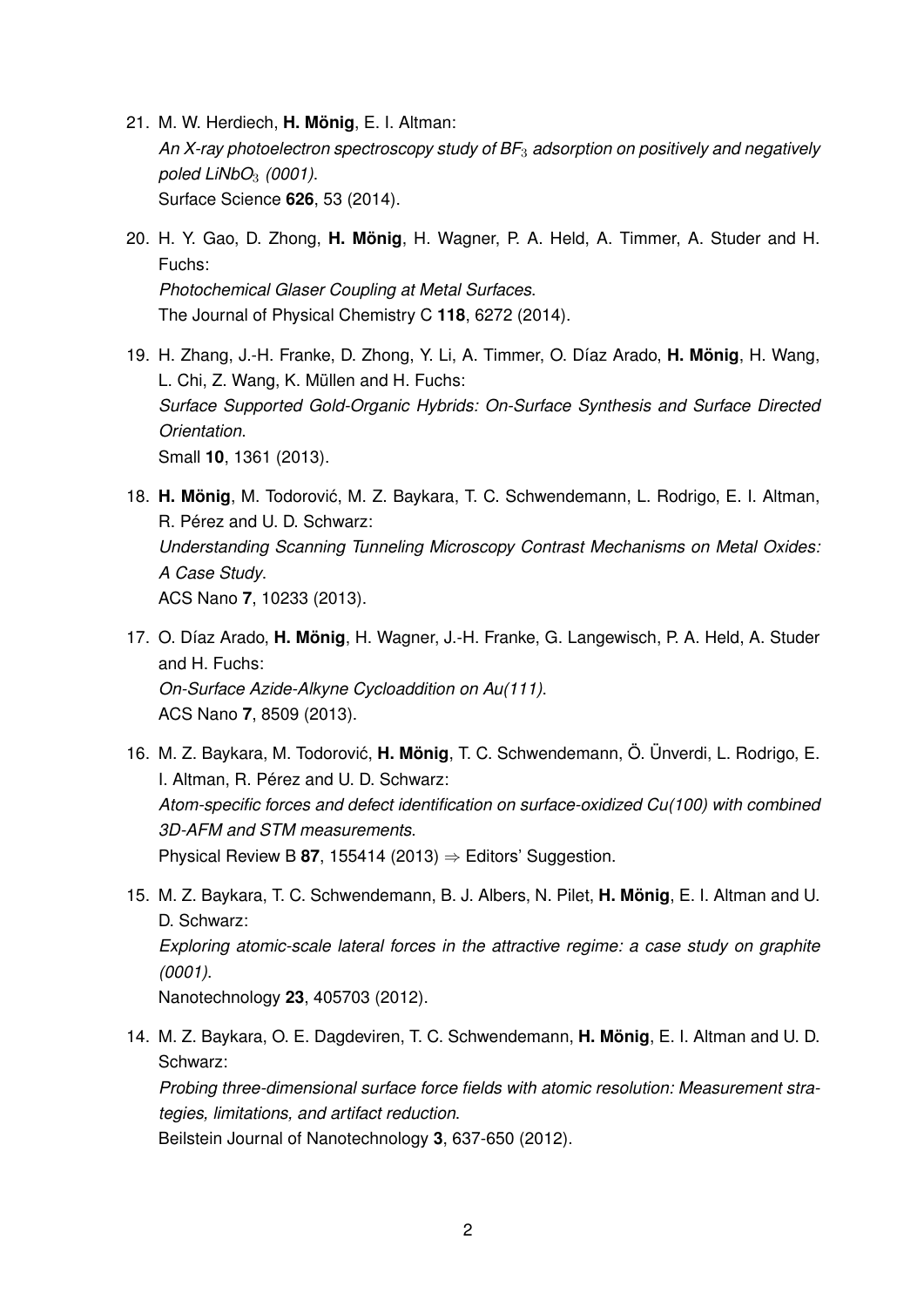21. M. W. Herdiech, **H. Mönig**, E. I. Altman:
    *An X-ray photoelectron spectroscopy study of $BF_3$ adsorption on positively and negatively poled $LiNbO_3$ (0001)*.
    Surface Science **626**, 53 (2014).

20. H. Y. Gao, D. Zhong, **H. Mönig**, H. Wagner, P. A. Held, A. Timmer, A. Studer and H. Fuchs:
    *Photochemical Glaser Coupling at Metal Surfaces*.
    The Journal of Physical Chemistry C **118**, 6272 (2014).

19. H. Zhang, J.-H. Franke, D. Zhong, Y. Li, A. Timmer, O. Díaz Arado, **H. Mönig**, H. Wang, L. Chi, Z. Wang, K. Müllen and H. Fuchs:
    *Surface Supported Gold-Organic Hybrids: On-Surface Synthesis and Surface Directed Orientation*.
    Small **10**, 1361 (2013).

18. **H. Mönig**, M. Todorović, M. Z. Baykara, T. C. Schwendemann, L. Rodrigo, E. I. Altman, R. Pérez and U. D. Schwarz:
    *Understanding Scanning Tunneling Microscopy Contrast Mechanisms on Metal Oxides: A Case Study*.
    ACS Nano **7**, 10233 (2013).

17. O. Díaz Arado, **H. Mönig**, H. Wagner, J.-H. Franke, G. Langewisch, P. A. Held, A. Studer and H. Fuchs:
    *On-Surface Azide-Alkyne Cycloaddition on Au(111)*.
    ACS Nano **7**, 8509 (2013).

16. M. Z. Baykara, M. Todorović, **H. Mönig**, T. C. Schwendemann, Ö. Ünverdi, L. Rodrigo, E. I. Altman, R. Pérez and U. D. Schwarz:
    *Atom-specific forces and defect identification on surface-oxidized Cu(100) with combined 3D-AFM and STM measurements*.
    Physical Review B **87**, 155414 (2013) ⇒ Editors' Suggestion.

15. M. Z. Baykara, T. C. Schwendemann, B. J. Albers, N. Pilet, **H. Mönig**, E. I. Altman and U. D. Schwarz:
    *Exploring atomic-scale lateral forces in the attractive regime: a case study on graphite (0001)*.
    Nanotechnology **23**, 405703 (2012).

14. M. Z. Baykara, O. E. Dagdeviren, T. C. Schwendemann, **H. Mönig**, E. I. Altman and U. D. Schwarz:
    *Probing three-dimensional surface force fields with atomic resolution: Measurement strategies, limitations, and artifact reduction*.
    Beilstein Journal of Nanotechnology **3**, 637-650 (2012).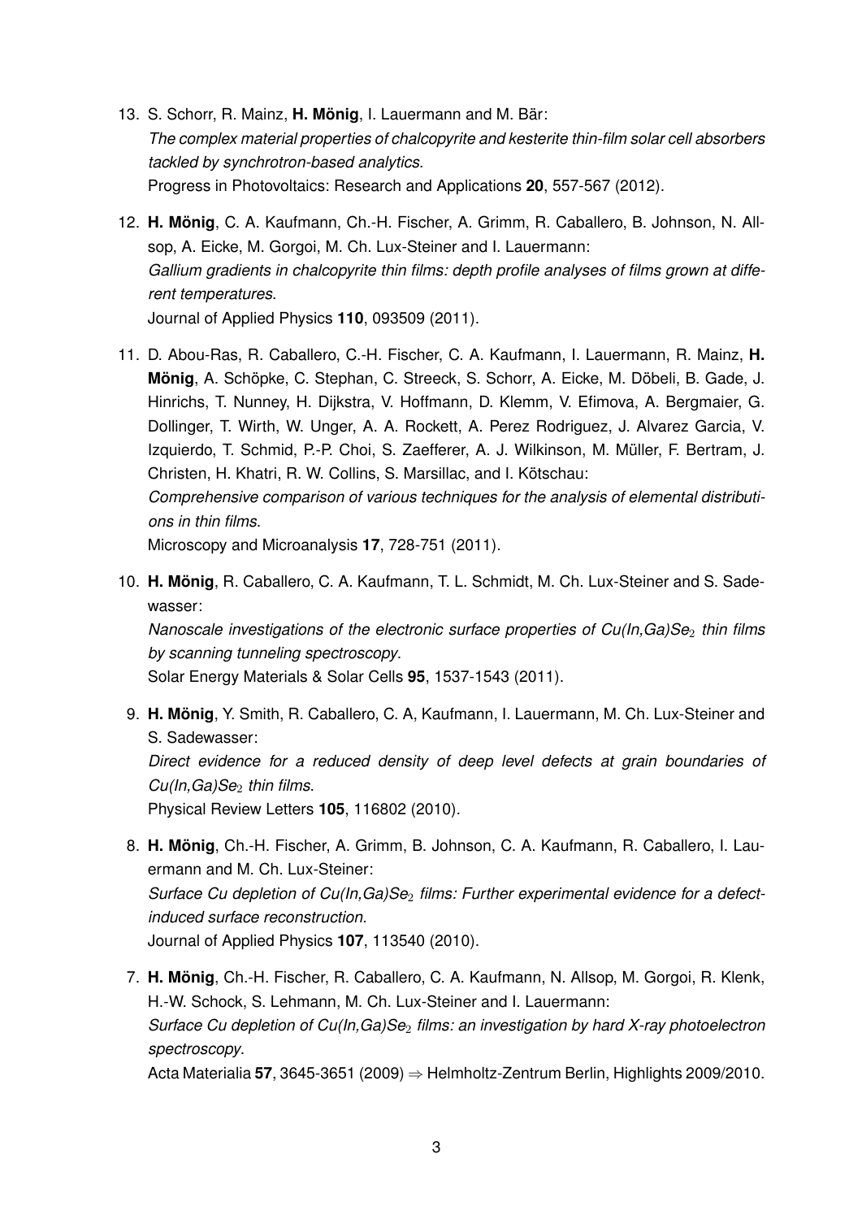13. S. Schorr, R. Mainz, **H. Mönig**, I. Lauermann and M. Bär:
    *The complex material properties of chalcopyrite and kesterite thin-film solar cell absorbers tackled by synchrotron-based analytics*.
    Progress in Photovoltaics: Research and Applications **20**, 557-567 (2012).

12. **H. Mönig**, C. A. Kaufmann, Ch.-H. Fischer, A. Grimm, R. Caballero, B. Johnson, N. Allsop, A. Eicke, M. Gorgoi, M. Ch. Lux-Steiner and I. Lauermann:
    *Gallium gradients in chalcopyrite thin films: depth profile analyses of films grown at different temperatures*.
    Journal of Applied Physics **110**, 093509 (2011).

11. D. Abou-Ras, R. Caballero, C.-H. Fischer, C. A. Kaufmann, I. Lauermann, R. Mainz, **H. Mönig**, A. Schöpke, C. Stephan, C. Streeck, S. Schorr, A. Eicke, M. Döbeli, B. Gade, J. Hinrichs, T. Nunney, H. Dijkstra, V. Hoffmann, D. Klemm, V. Efimova, A. Bergmaier, G. Dollinger, T. Wirth, W. Unger, A. A. Rockett, A. Perez Rodriguez, J. Alvarez Garcia, V. Izquierdo, T. Schmid, P.-P. Choi, S. Zaefferer, A. J. Wilkinson, M. Müller, F. Bertram, J. Christen, H. Khatri, R. W. Collins, S. Marsillac, and I. Kötschau:
    *Comprehensive comparison of various techniques for the analysis of elemental distributions in thin films*.
    Microscopy and Microanalysis **17**, 728-751 (2011).

10. **H. Mönig**, R. Caballero, C. A. Kaufmann, T. L. Schmidt, M. Ch. Lux-Steiner and S. Sadewasser:
    *Nanoscale investigations of the electronic surface properties of Cu(In,Ga)$Se_2$ thin films by scanning tunneling spectroscopy*.
    Solar Energy Materials & Solar Cells **95**, 1537-1543 (2011).

9. **H. Mönig**, Y. Smith, R. Caballero, C. A, Kaufmann, I. Lauermann, M. Ch. Lux-Steiner and S. Sadewasser:
   *Direct evidence for a reduced density of deep level defects at grain boundaries of Cu(In,Ga)$Se_2$ thin films*.
   Physical Review Letters **105**, 116802 (2010).

8. **H. Mönig**, Ch.-H. Fischer, A. Grimm, B. Johnson, C. A. Kaufmann, R. Caballero, I. Lauermann and M. Ch. Lux-Steiner:
   *Surface Cu depletion of Cu(In,Ga)$Se_2$ films: Further experimental evidence for a defect-induced surface reconstruction*.
   Journal of Applied Physics **107**, 113540 (2010).

7. **H. Mönig**, Ch.-H. Fischer, R. Caballero, C. A. Kaufmann, N. Allsop, M. Gorgoi, R. Klenk, H.-W. Schock, S. Lehmann, M. Ch. Lux-Steiner and I. Lauermann:
   *Surface Cu depletion of Cu(In,Ga)$Se_2$ films: an investigation by hard X-ray photoelectron spectroscopy*.
   Acta Materialia **57**, 3645-3651 (2009) ⇒ Helmholtz-Zentrum Berlin, Highlights 2009/2010.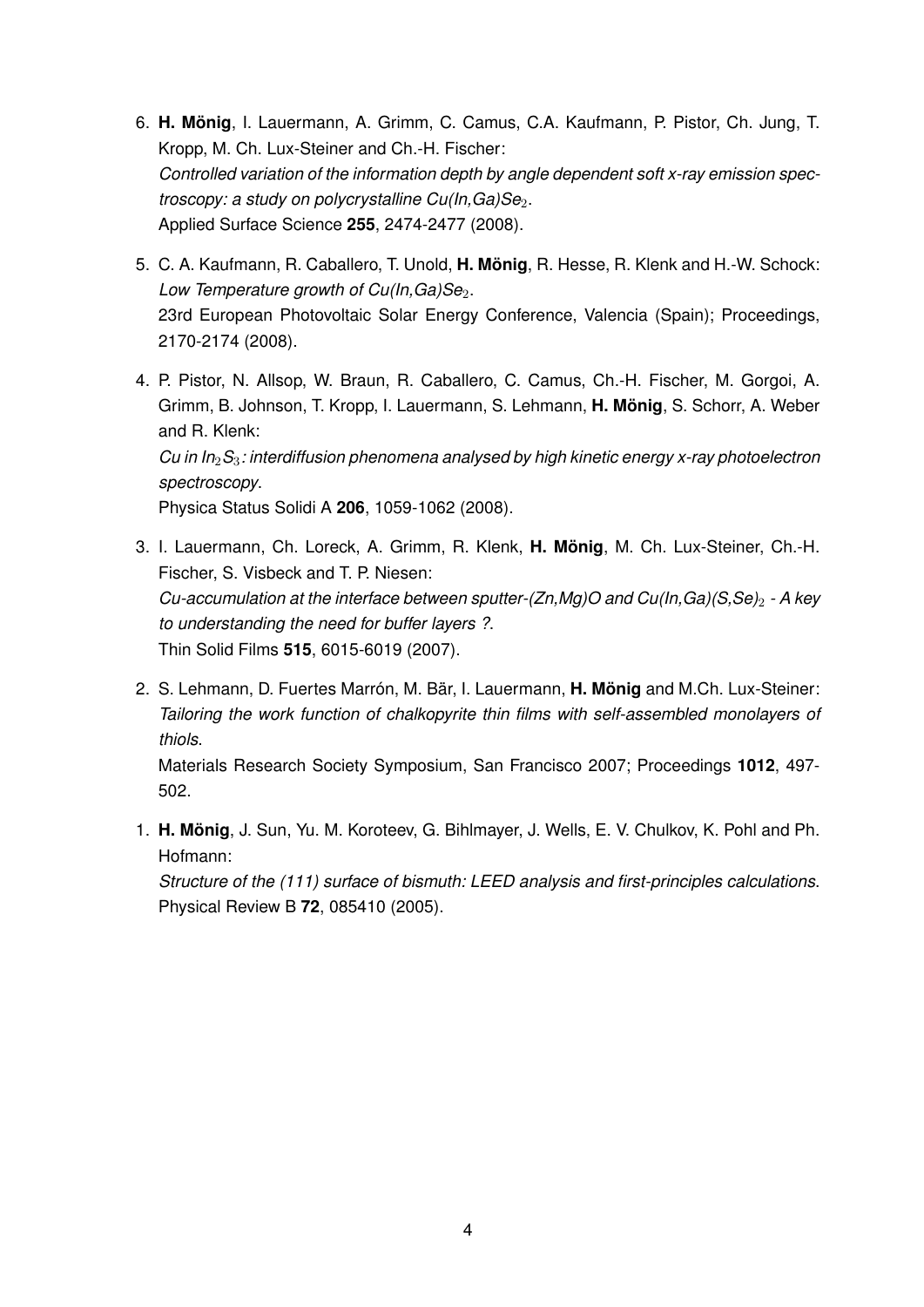6. **H. Mönig**, I. Lauermann, A. Grimm, C. Camus, C.A. Kaufmann, P. Pistor, Ch. Jung, T. Kropp, M. Ch. Lux-Steiner and Ch.-H. Fischer:
*Controlled variation of the information depth by angle dependent soft x-ray emission spectroscopy: a study on polycrystalline Cu(In,Ga)$Se_2$.*
Applied Surface Science **255**, 2474-2477 (2008).

5. C. A. Kaufmann, R. Caballero, T. Unold, **H. Mönig**, R. Hesse, R. Klenk and H.-W. Schock:
*Low Temperature growth of Cu(In,Ga)$Se_2$.*
23rd European Photovoltaic Solar Energy Conference, Valencia (Spain); Proceedings, 2170-2174 (2008).

4. P. Pistor, N. Allsop, W. Braun, R. Caballero, C. Camus, Ch.-H. Fischer, M. Gorgoi, A. Grimm, B. Johnson, T. Kropp, I. Lauermann, S. Lehmann, **H. Mönig**, S. Schorr, A. Weber and R. Klenk:
*Cu in $In_2S_3$: interdiffusion phenomena analysed by high kinetic energy x-ray photoelectron spectroscopy.*
Physica Status Solidi A **206**, 1059-1062 (2008).

3. I. Lauermann, Ch. Loreck, A. Grimm, R. Klenk, **H. Mönig**, M. Ch. Lux-Steiner, Ch.-H. Fischer, S. Visbeck and T. P. Niesen:
*Cu-accumulation at the interface between sputter-(Zn,Mg)O and Cu(In,Ga)$(S,Se)_2$ - A key to understanding the need for buffer layers ?.*
Thin Solid Films **515**, 6015-6019 (2007).

2. S. Lehmann, D. Fuertes Marrón, M. Bär, I. Lauermann, **H. Mönig** and M.Ch. Lux-Steiner:
*Tailoring the work function of chalkopyrite thin films with self-assembled monolayers of thiols.*
Materials Research Society Symposium, San Francisco 2007; Proceedings **1012**, 497-502.

1. **H. Mönig**, J. Sun, Yu. M. Koroteev, G. Bihlmayer, J. Wells, E. V. Chulkov, K. Pohl and Ph. Hofmann:
*Structure of the (111) surface of bismuth: LEED analysis and first-principles calculations.*
Physical Review B **72**, 085410 (2005).